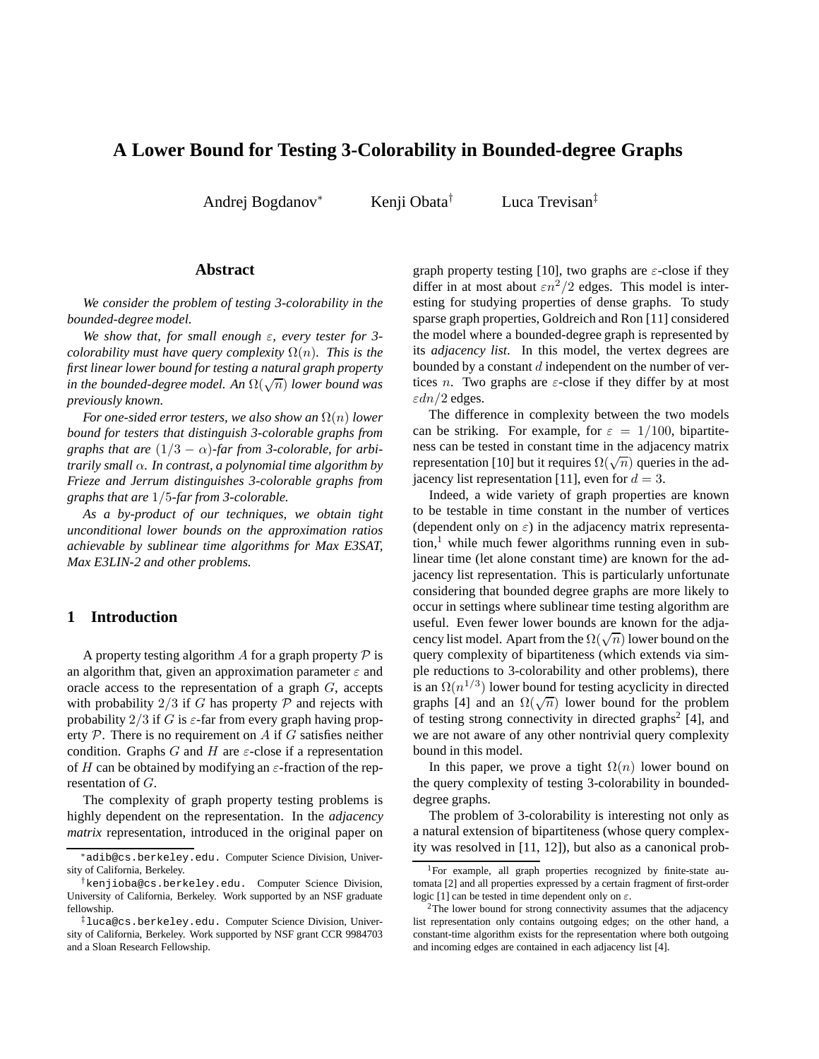# A Lower Bound for Testing 3-Colorability in Bounded-degree Graphs

Andrej Bogdanov[*] Kenji Obata[†] Luca Trevisan[‡]

## Abstract

*We consider the problem of testing 3-colorability in the bounded-degree model.*

*We show that, for small enough $\varepsilon$, every tester for 3-colorability must have query complexity $\Omega(n)$. This is the first linear lower bound for testing a natural graph property in the bounded-degree model. An $\Omega(\sqrt{n})$ lower bound was previously known.*

*For one-sided error testers, we also show an $\Omega(n)$ lower bound for testers that distinguish 3-colorable graphs from graphs that are $(1/3 - \alpha)$-far from 3-colorable, for arbitrarily small $\alpha$. In contrast, a polynomial time algorithm by Frieze and Jerrum distinguishes 3-colorable graphs from graphs that are $1/5$-far from 3-colorable.*

*As a by-product of our techniques, we obtain tight unconditional lower bounds on the approximation ratios achievable by sublinear time algorithms for Max E3SAT, Max E3LIN-2 and other problems.*

## 1 Introduction

A property testing algorithm $A$ for a graph property $\mathcal{P}$ is an algorithm that, given an approximation parameter $\varepsilon$ and oracle access to the representation of a graph $G$, accepts with probability $2/3$ if $G$ has property $\mathcal{P}$ and rejects with probability $2/3$ if $G$ is $\varepsilon$-far from every graph having property $\mathcal{P}$. There is no requirement on $A$ if $G$ satisfies neither condition. Graphs $G$ and $H$ are $\varepsilon$-close if a representation of $H$ can be obtained by modifying an $\varepsilon$-fraction of the representation of $G$.

The complexity of graph property testing problems is highly dependent on the representation. In the *adjacency matrix* representation, introduced in the original paper on graph property testing [10], two graphs are $\varepsilon$-close if they differ in at most about $\varepsilon n^2/2$ edges. This model is interesting for studying properties of dense graphs. To study sparse graph properties, Goldreich and Ron [11] considered the model where a bounded-degree graph is represented by its *adjacency list*. In this model, the vertex degrees are bounded by a constant $d$ independent on the number of vertices $n$. Two graphs are $\varepsilon$-close if they differ by at most $\varepsilon dn/2$ edges.

The difference in complexity between the two models can be striking. For example, for $\varepsilon = 1/100$, bipartiteness can be tested in constant time in the adjacency matrix representation [10] but it requires $\Omega(\sqrt{n})$ queries in the adjacency list representation [11], even for $d = 3$.

Indeed, a wide variety of graph properties are known to be testable in time constant in the number of vertices (dependent only on $\varepsilon$) in the adjacency matrix representation,[1] while much fewer algorithms running even in sublinear time (let alone constant time) are known for the adjacency list representation. This is particularly unfortunate considering that bounded degree graphs are more likely to occur in settings where sublinear time testing algorithm are useful. Even fewer lower bounds are known for the adjacency list model. Apart from the $\Omega(\sqrt{n})$ lower bound on the query complexity of bipartiteness (which extends via simple reductions to 3-colorability and other problems), there is an $\Omega(n^{1/3})$ lower bound for testing acyclicity in directed graphs [4] and an $\Omega(\sqrt{n})$ lower bound for the problem of testing strong connectivity in directed graphs[2] [4], and we are not aware of any other nontrivial query complexity bound in this model.

In this paper, we prove a tight $\Omega(n)$ lower bound on the query complexity of testing 3-colorability in bounded-degree graphs.

The problem of 3-colorability is interesting not only as a natural extension of bipartiteness (whose query complexity was resolved in [11, 12]), but also as a canonical prob-

---

[*] adib@cs.berkeley.edu. Computer Science Division, University of California, Berkeley.

[†] kenjioba@cs.berkeley.edu. Computer Science Division, University of California, Berkeley. Work supported by an NSF graduate fellowship.

[‡] luca@cs.berkeley.edu. Computer Science Division, University of California, Berkeley. Work supported by NSF grant CCR 9984703 and a Sloan Research Fellowship.

[1] For example, all graph properties recognized by finite-state automata [2] and all properties expressed by a certain fragment of first-order logic [1] can be tested in time dependent only on $\varepsilon$.

[2] The lower bound for strong connectivity assumes that the adjacency list representation only contains outgoing edges; on the other hand, a constant-time algorithm exists for the representation where both outgoing and incoming edges are contained in each adjacency list [4].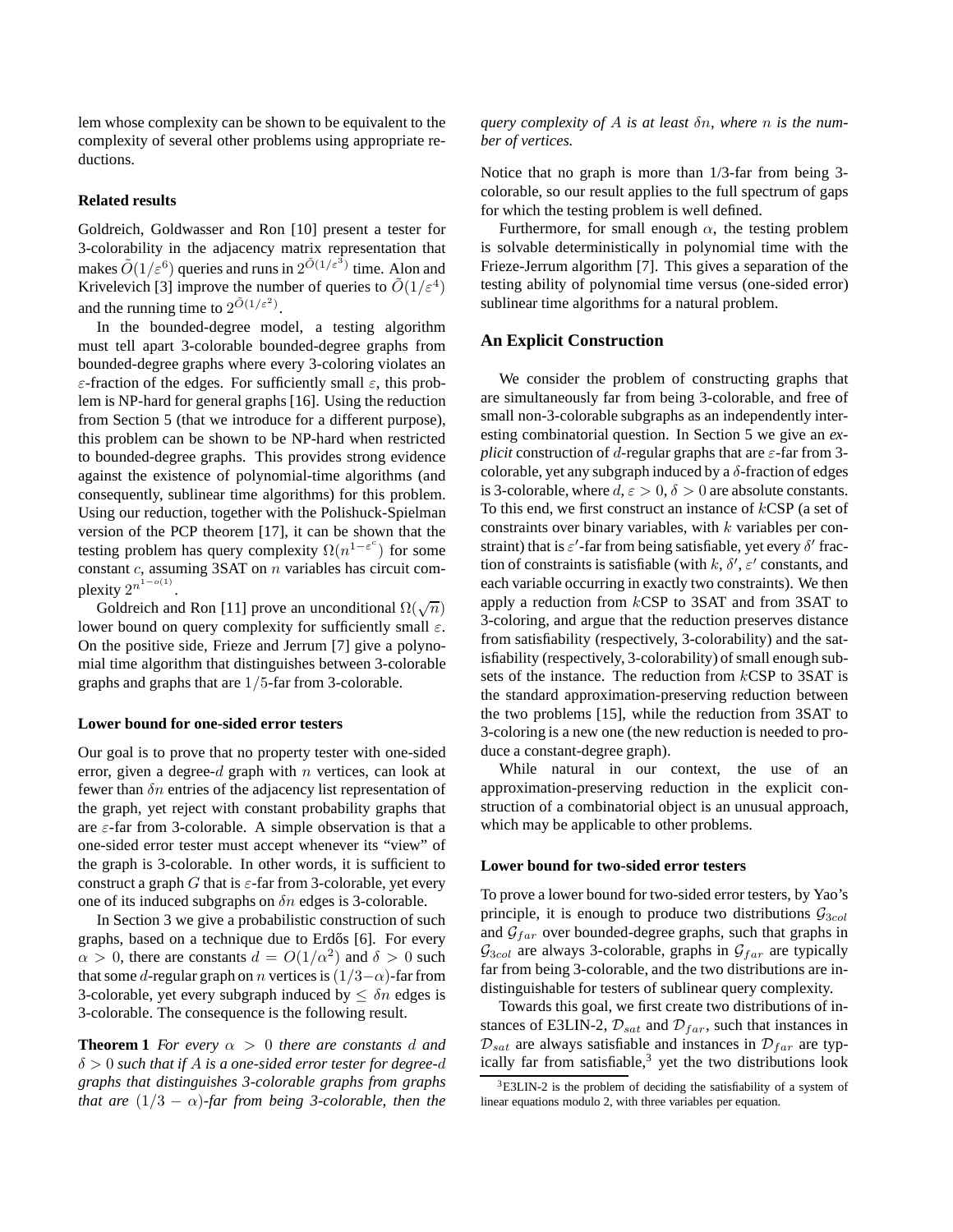lem whose complexity can be shown to be equivalent to the complexity of several other problems using appropriate reductions.

### Related results

Goldreich, Goldwasser and Ron [10] present a tester for 3-colorability in the adjacency matrix representation that makes $\tilde{O}(1/\varepsilon^6)$ queries and runs in $2^{\tilde{O}(1/\varepsilon^3)}$ time. Alon and Krivelevich [3] improve the number of queries to $\tilde{O}(1/\varepsilon^4)$ and the running time to $2^{\tilde{O}(1/\varepsilon^2)}$.

In the bounded-degree model, a testing algorithm must tell apart 3-colorable bounded-degree graphs from bounded-degree graphs where every 3-coloring violates an $\varepsilon$-fraction of the edges. For sufficiently small $\varepsilon$, this problem is NP-hard for general graphs [16]. Using the reduction from Section 5 (that we introduce for a different purpose), this problem can be shown to be NP-hard when restricted to bounded-degree graphs. This provides strong evidence against the existence of polynomial-time algorithms (and consequently, sublinear time algorithms) for this problem. Using our reduction, together with the Polishuck-Spielman version of the PCP theorem [17], it can be shown that the testing problem has query complexity $\Omega(n^{1-\varepsilon^c})$ for some constant $c$, assuming 3SAT on $n$ variables has circuit complexity $2^{n^{1-o(1)}}$.

Goldreich and Ron [11] prove an unconditional $\Omega(\sqrt{n})$ lower bound on query complexity for sufficiently small $\varepsilon$. On the positive side, Frieze and Jerrum [7] give a polynomial time algorithm that distinguishes between 3-colorable graphs and graphs that are $1/5$-far from 3-colorable.

### Lower bound for one-sided error testers

Our goal is to prove that no property tester with one-sided error, given a degree-$d$ graph with $n$ vertices, can look at fewer than $\delta n$ entries of the adjacency list representation of the graph, yet reject with constant probability graphs that are $\varepsilon$-far from 3-colorable. A simple observation is that a one-sided error tester must accept whenever its "view" of the graph is 3-colorable. In other words, it is sufficient to construct a graph $G$ that is $\varepsilon$-far from 3-colorable, yet every one of its induced subgraphs on $\delta n$ edges is 3-colorable.

In Section 3 we give a probabilistic construction of such graphs, based on a technique due to Erdős [6]. For every $\alpha > 0$, there are constants $d = O(1/\alpha^2)$ and $\delta > 0$ such that some $d$-regular graph on $n$ vertices is $(1/3-\alpha)$-far from 3-colorable, yet every subgraph induced by $\leq \delta n$ edges is 3-colorable. The consequence is the following result.

**Theorem 1** *For every $\alpha > 0$ there are constants $d$ and $\delta > 0$ such that if $A$ is a one-sided error tester for degree-$d$ graphs that distinguishes 3-colorable graphs from graphs that are $(1/3 - \alpha)$-far from being 3-colorable, then the query complexity of $A$ is at least $\delta n$, where $n$ is the number of vertices.*

Notice that no graph is more than 1/3-far from being 3-colorable, so our result applies to the full spectrum of gaps for which the testing problem is well defined.

Furthermore, for small enough $\alpha$, the testing problem is solvable deterministically in polynomial time with the Frieze-Jerrum algorithm [7]. This gives a separation of the testing ability of polynomial time versus (one-sided error) sublinear time algorithms for a natural problem.

### An Explicit Construction

We consider the problem of constructing graphs that are simultaneously far from being 3-colorable, and free of small non-3-colorable subgraphs as an independently interesting combinatorial question. In Section 5 we give an *explicit* construction of $d$-regular graphs that are $\varepsilon$-far from 3-colorable, yet any subgraph induced by a $\delta$-fraction of edges is 3-colorable, where $d, \varepsilon > 0, \delta > 0$ are absolute constants. To this end, we first construct an instance of $k$CSP (a set of constraints over binary variables, with $k$ variables per constraint) that is $\varepsilon'$-far from being satisfiable, yet every $\delta'$ fraction of constraints is satisfiable (with $k$, $\delta'$, $\varepsilon'$ constants, and each variable occurring in exactly two constraints). We then apply a reduction from $k$CSP to 3SAT and from 3SAT to 3-coloring, and argue that the reduction preserves distance from satisfiability (respectively, 3-colorability) and the satisfiability (respectively, 3-colorability) of small enough subsets of the instance. The reduction from $k$CSP to 3SAT is the standard approximation-preserving reduction between the two problems [15], while the reduction from 3SAT to 3-coloring is a new one (the new reduction is needed to produce a constant-degree graph).

While natural in our context, the use of an approximation-preserving reduction in the explicit construction of a combinatorial object is an unusual approach, which may be applicable to other problems.

### Lower bound for two-sided error testers

To prove a lower bound for two-sided error testers, by Yao's principle, it is enough to produce two distributions $\mathcal{G}_{3col}$ and $\mathcal{G}_{far}$ over bounded-degree graphs, such that graphs in $\mathcal{G}_{3col}$ are always 3-colorable, graphs in $\mathcal{G}_{far}$ are typically far from being 3-colorable, and the two distributions are indistinguishable for testers of sublinear query complexity.

Towards this goal, we first create two distributions of instances of E3LIN-2, $\mathcal{D}_{sat}$ and $\mathcal{D}_{far}$, such that instances in $\mathcal{D}_{sat}$ are always satisfiable and instances in $\mathcal{D}_{far}$ are typically far from satisfiable,[3] yet the two distributions look

[3] E3LIN-2 is the problem of deciding the satisfiability of a system of linear equations modulo 2, with three variables per equation.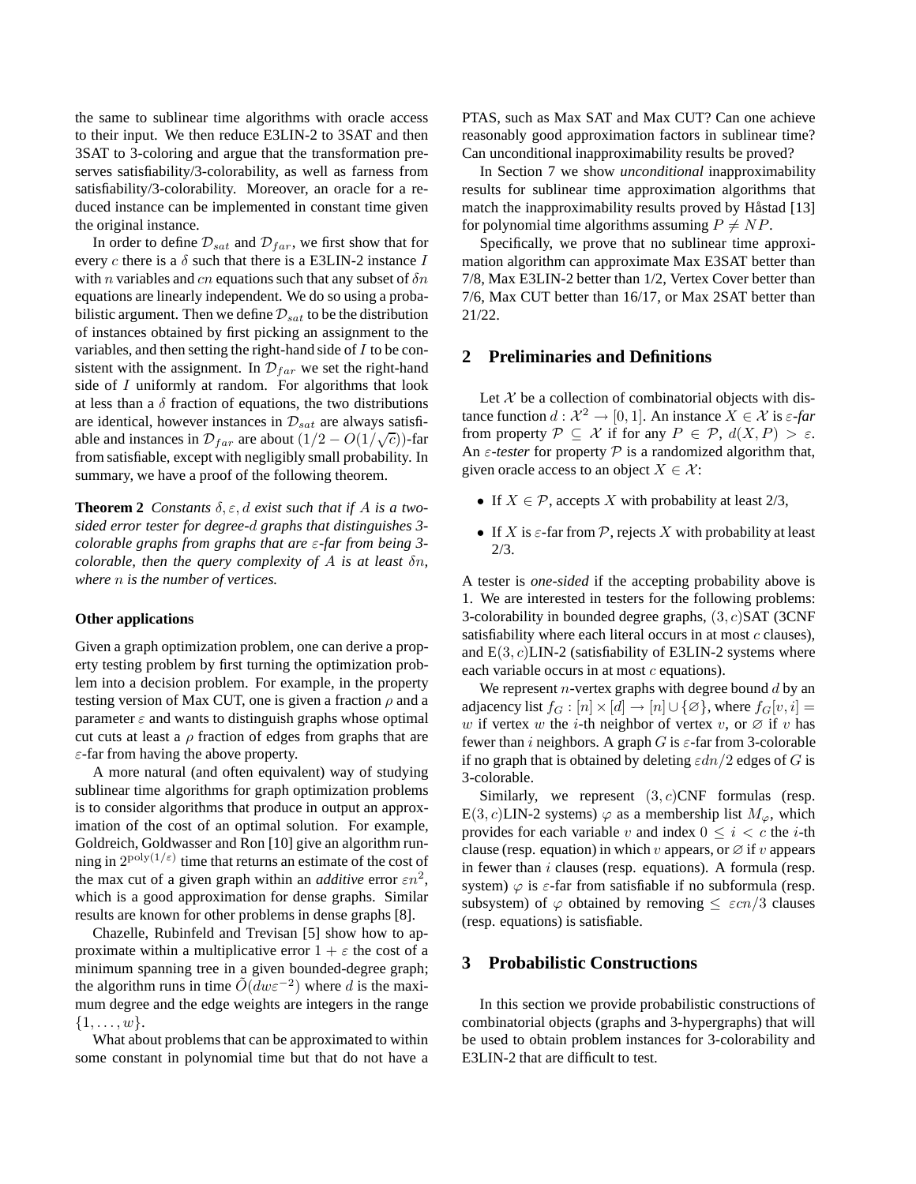the same to sublinear time algorithms with oracle access to their input. We then reduce E3LIN-2 to 3SAT and then 3SAT to 3-coloring and argue that the transformation preserves satisfiability/3-colorability, as well as farness from satisfiability/3-colorability. Moreover, an oracle for a reduced instance can be implemented in constant time given the original instance.

In order to define $\mathcal{D}_{sat}$ and $\mathcal{D}_{far}$, we first show that for every $c$ there is a $\delta$ such that there is a E3LIN-2 instance $I$ with $n$ variables and $cn$ equations such that any subset of $\delta n$ equations are linearly independent. We do so using a probabilistic argument. Then we define $\mathcal{D}_{sat}$ to be the distribution of instances obtained by first picking an assignment to the variables, and then setting the right-hand side of $I$ to be consistent with the assignment. In $\mathcal{D}_{far}$ we set the right-hand side of $I$ uniformly at random. For algorithms that look at less than a $\delta$ fraction of equations, the two distributions are identical, however instances in $\mathcal{D}_{sat}$ are always satisfiable and instances in $\mathcal{D}_{far}$ are about $(1/2 - O(1/\sqrt{c}))$-far from satisfiable, except with negligibly small probability. In summary, we have a proof of the following theorem.

**Theorem 2** *Constants $\delta, \varepsilon, d$ exist such that if $A$ is a two-sided error tester for degree-$d$ graphs that distinguishes 3-colorable graphs from graphs that are $\varepsilon$-far from being 3-colorable, then the query complexity of $A$ is at least $\delta n$, where $n$ is the number of vertices.*

**Other applications**

Given a graph optimization problem, one can derive a property testing problem by first turning the optimization problem into a decision problem. For example, in the property testing version of Max CUT, one is given a fraction $\rho$ and a parameter $\varepsilon$ and wants to distinguish graphs whose optimal cut cuts at least a $\rho$ fraction of edges from graphs that are $\varepsilon$-far from having the above property.

A more natural (and often equivalent) way of studying sublinear time algorithms for graph optimization problems is to consider algorithms that produce in output an approximation of the cost of an optimal solution. For example, Goldreich, Goldwasser and Ron [10] give an algorithm running in $2^{\text{poly}(1/\varepsilon)}$ time that returns an estimate of the cost of the max cut of a given graph within an *additive* error $\varepsilon n^2$, which is a good approximation for dense graphs. Similar results are known for other problems in dense graphs [8].

Chazelle, Rubinfeld and Trevisan [5] show how to approximate within a multiplicative error $1 + \varepsilon$ the cost of a minimum spanning tree in a given bounded-degree graph; the algorithm runs in time $\tilde{O}(dw\varepsilon^{-2})$ where $d$ is the maximum degree and the edge weights are integers in the range $\{1, \ldots, w\}$.

What about problems that can be approximated to within some constant in polynomial time but that do not have a PTAS, such as Max SAT and Max CUT? Can one achieve reasonably good approximation factors in sublinear time? Can unconditional inapproximability results be proved?

In Section 7 we show *unconditional* inapproximability results for sublinear time approximation algorithms that match the inapproximability results proved by Håstad [13] for polynomial time algorithms assuming $P \neq NP$.

Specifically, we prove that no sublinear time approximation algorithm can approximate Max E3SAT better than 7/8, Max E3LIN-2 better than 1/2, Vertex Cover better than 7/6, Max CUT better than 16/17, or Max 2SAT better than 21/22.

## 2 Preliminaries and Definitions

Let $\mathcal{X}$ be a collection of combinatorial objects with distance function $d : \mathcal{X}^2 \to [0, 1]$. An instance $X \in \mathcal{X}$ is *$\varepsilon$-far* from property $\mathcal{P} \subseteq \mathcal{X}$ if for any $P \in \mathcal{P}$, $d(X, P) > \varepsilon$. An *$\varepsilon$-tester* for property $\mathcal{P}$ is a randomized algorithm that, given oracle access to an object $X \in \mathcal{X}$:

- If $X \in \mathcal{P}$, accepts $X$ with probability at least 2/3,
- If $X$ is $\varepsilon$-far from $\mathcal{P}$, rejects $X$ with probability at least 2/3.

A tester is *one-sided* if the accepting probability above is 1. We are interested in testers for the following problems: 3-colorability in bounded degree graphs, $(3, c)$SAT (3CNF satisfiability where each literal occurs in at most $c$ clauses), and E$(3, c)$LIN-2 (satisfiability of E3LIN-2 systems where each variable occurs in at most $c$ equations).

We represent $n$-vertex graphs with degree bound $d$ by an adjacency list $f_G : [n] \times [d] \to [n] \cup \{\varnothing\}$, where $f_G[v, i] = w$ if vertex $w$ the $i$-th neighbor of vertex $v$, or $\varnothing$ if $v$ has fewer than $i$ neighbors. A graph $G$ is $\varepsilon$-far from 3-colorable if no graph that is obtained by deleting $\varepsilon dn/2$ edges of $G$ is 3-colorable.

Similarly, we represent $(3, c)$CNF formulas (resp. E$(3, c)$LIN-2 systems) $\varphi$ as a membership list $M_\varphi$, which provides for each variable $v$ and index $0 \leq i < c$ the $i$-th clause (resp. equation) in which $v$ appears, or $\varnothing$ if $v$ appears in fewer than $i$ clauses (resp. equations). A formula (resp. system) $\varphi$ is $\varepsilon$-far from satisfiable if no subformula (resp. subsystem) of $\varphi$ obtained by removing $\leq \varepsilon cn/3$ clauses (resp. equations) is satisfiable.

## 3 Probabilistic Constructions

In this section we provide probabilistic constructions of combinatorial objects (graphs and 3-hypergraphs) that will be used to obtain problem instances for 3-colorability and E3LIN-2 that are difficult to test.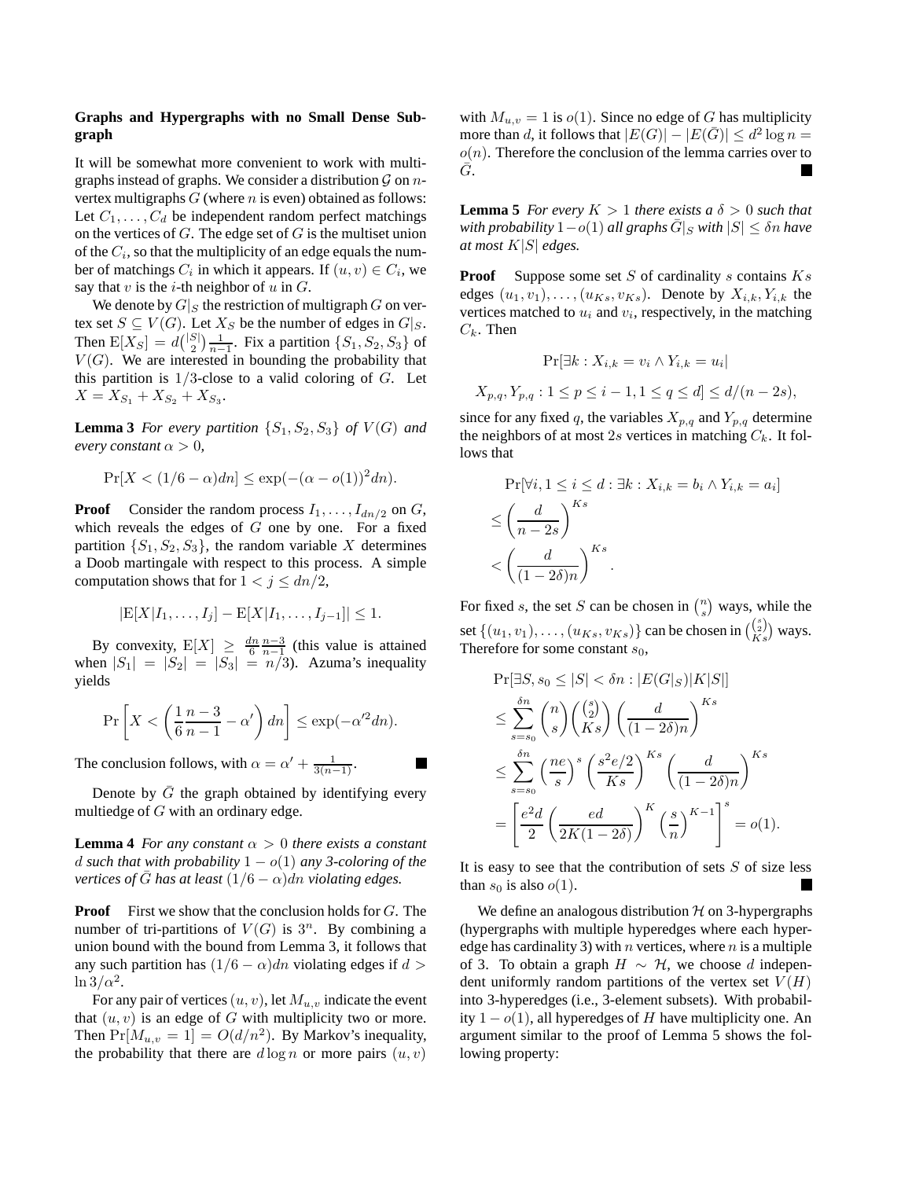**Graphs and Hypergraphs with no Small Dense Subgraph**

It will be somewhat more convenient to work with multigraphs instead of graphs. We consider a distribution $\mathcal{G}$ on $n$-vertex multigraphs $G$ (where $n$ is even) obtained as follows: Let $C_1, \ldots, C_d$ be independent random perfect matchings on the vertices of $G$. The edge set of $G$ is the multiset union of the $C_i$, so that the multiplicity of an edge equals the number of matchings $C_i$ in which it appears. If $(u, v) \in C_i$, we say that $v$ is the $i$-th neighbor of $u$ in $G$.

We denote by $G|_S$ the restriction of multigraph $G$ on vertex set $S \subseteq V(G)$. Let $X_S$ be the number of edges in $G|_S$. Then $\mathrm{E}[X_S] = d\binom{|S|}{2}\frac{1}{n-1}$. Fix a partition $\{S_1, S_2, S_3\}$ of $V(G)$. We are interested in bounding the probability that this partition is $1/3$-close to a valid coloring of $G$. Let $X = X_{S_1} + X_{S_2} + X_{S_3}$.

**Lemma 3** *For every partition $\{S_1, S_2, S_3\}$ of $V(G)$ and every constant $\alpha > 0$,*

$$\Pr[X < (1/6 - \alpha)dn] \leq \exp(-(\alpha - o(1))^2 dn).$$

**Proof** Consider the random process $I_1, \ldots, I_{dn/2}$ on $G$, which reveals the edges of $G$ one by one. For a fixed partition $\{S_1, S_2, S_3\}$, the random variable $X$ determines a Doob martingale with respect to this process. A simple computation shows that for $1 < j \leq dn/2$,

$$|\mathrm{E}[X|I_1, \ldots, I_j] - \mathrm{E}[X|I_1, \ldots, I_{j-1}]| \leq 1.$$

By convexity, $\mathrm{E}[X] \geq \frac{dn}{6}\frac{n-3}{n-1}$ (this value is attained when $|S_1| = |S_2| = |S_3| = n/3$). Azuma's inequality yields

$$\Pr\left[X < \left(\frac{1}{6}\frac{n-3}{n-1} - \alpha'\right)dn\right] \leq \exp(-\alpha'^2 dn).$$

The conclusion follows, with $\alpha = \alpha' + \frac{1}{3(n-1)}$. ∎

Denote by $\bar{G}$ the graph obtained by identifying every multiedge of $G$ with an ordinary edge.

**Lemma 4** *For any constant $\alpha > 0$ there exists a constant $d$ such that with probability $1 - o(1)$ any 3-coloring of the vertices of $\bar{G}$ has at least $(1/6 - \alpha)dn$ violating edges.*

**Proof** First we show that the conclusion holds for $G$. The number of tri-partitions of $V(G)$ is $3^n$. By combining a union bound with the bound from Lemma 3, it follows that any such partition has $(1/6 - \alpha)dn$ violating edges if $d > \ln 3/\alpha^2$.

For any pair of vertices $(u, v)$, let $M_{u,v}$ indicate the event that $(u, v)$ is an edge of $G$ with multiplicity two or more. Then $\Pr[M_{u,v} = 1] = O(d/n^2)$. By Markov's inequality, the probability that there are $d \log n$ or more pairs $(u, v)$ with $M_{u,v} = 1$ is $o(1)$. Since no edge of $G$ has multiplicity more than $d$, it follows that $|E(G)| - |E(\bar{G})| \leq d^2 \log n = o(n)$. Therefore the conclusion of the lemma carries over to $\bar{G}$. ∎

**Lemma 5** *For every $K > 1$ there exists a $\delta > 0$ such that with probability $1 - o(1)$ all graphs $\bar{G}|_S$ with $|S| \leq \delta n$ have at most $K|S|$ edges.*

**Proof** Suppose some set $S$ of cardinality $s$ contains $Ks$ edges $(u_1, v_1), \ldots, (u_{Ks}, v_{Ks})$. Denote by $X_{i,k}, Y_{i,k}$ the vertices matched to $u_i$ and $v_i$, respectively, in the matching $C_k$. Then

$$\Pr[\exists k : X_{i,k} = v_i \wedge Y_{i,k} = u_i|$$

$$X_{p,q}, Y_{p,q} : 1 \leq p \leq i-1, 1 \leq q \leq d] \leq d/(n - 2s),$$

since for any fixed $q$, the variables $X_{p,q}$ and $Y_{p,q}$ determine the neighbors of at most $2s$ vertices in matching $C_k$. It follows that

$$\begin{aligned}
&\Pr[\forall i, 1 \leq i \leq d : \exists k : X_{i,k} = b_i \wedge Y_{i,k} = a_i] \\
&\leq \left(\frac{d}{n - 2s}\right)^{Ks} \\
&< \left(\frac{d}{(1 - 2\delta)n}\right)^{Ks}.
\end{aligned}$$

For fixed $s$, the set $S$ can be chosen in $\binom{n}{s}$ ways, while the set $\{(u_1, v_1), \ldots, (u_{Ks}, v_{Ks})\}$ can be chosen in $\binom{\binom{s}{2}}{Ks}$ ways. Therefore for some constant $s_0$,

$$\begin{aligned}
&\Pr[\exists S, s_0 \leq |S| < \delta n : |E(G|_S)| K|S|] \\
&\leq \sum_{s=s_0}^{\delta n} \binom{n}{s}\binom{\binom{s}{2}}{Ks}\left(\frac{d}{(1 - 2\delta)n}\right)^{Ks} \\
&\leq \sum_{s=s_0}^{\delta n} \left(\frac{ne}{s}\right)^s \left(\frac{s^2 e/2}{Ks}\right)^{Ks}\left(\frac{d}{(1 - 2\delta)n}\right)^{Ks} \\
&= \left[\frac{e^2 d}{2}\left(\frac{ed}{2K(1 - 2\delta)}\right)^K \left(\frac{s}{n}\right)^{K-1}\right]^s = o(1).
\end{aligned}$$

It is easy to see that the contribution of sets $S$ of size less than $s_0$ is also $o(1)$. ∎

We define an analogous distribution $\mathcal{H}$ on 3-hypergraphs (hypergraphs with multiple hyperedges where each hyperedge has cardinality 3) with $n$ vertices, where $n$ is a multiple of 3. To obtain a graph $H \sim \mathcal{H}$, we choose $d$ independent uniformly random partitions of the vertex set $V(H)$ into 3-hyperedges (i.e., 3-element subsets). With probability $1 - o(1)$, all hyperedges of $H$ have multiplicity one. An argument similar to the proof of Lemma 5 shows the following property: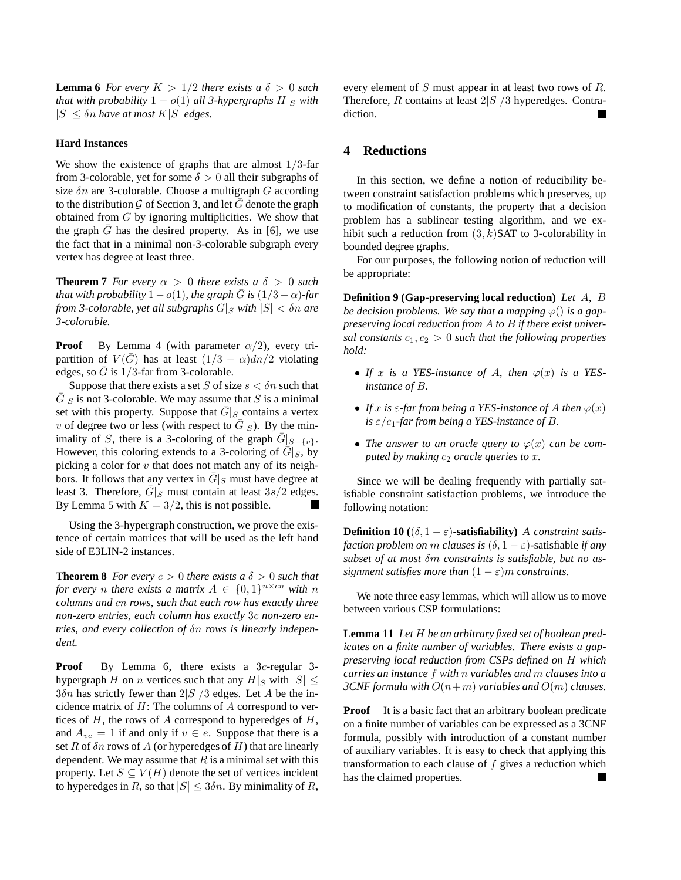**Lemma 6** *For every $K > 1/2$ there exists a $\delta > 0$ such that with probability $1 - o(1)$ all 3-hypergraphs $H|_S$ with $|S| \leq \delta n$ have at most $K|S|$ edges.*

**Hard Instances**

We show the existence of graphs that are almost $1/3$-far from 3-colorable, yet for some $\delta > 0$ all their subgraphs of size $\delta n$ are 3-colorable. Choose a multigraph $G$ according to the distribution $\mathcal{G}$ of Section 3, and let $\bar{G}$ denote the graph obtained from $G$ by ignoring multiplicities. We show that the graph $\bar{G}$ has the desired property. As in [6], we use the fact that in a minimal non-3-colorable subgraph every vertex has degree at least three.

**Theorem 7** *For every $\alpha > 0$ there exists a $\delta > 0$ such that with probability $1 - o(1)$, the graph $\bar{G}$ is $(1/3 - \alpha)$-far from 3-colorable, yet all subgraphs $G|_S$ with $|S| < \delta n$ are 3-colorable.*

**Proof** By Lemma 4 (with parameter $\alpha/2$), every tripartition of $V(\bar{G})$ has at least $(1/3 - \alpha)dn/2$ violating edges, so $\bar{G}$ is $1/3$-far from 3-colorable.

Suppose that there exists a set $S$ of size $s < \delta n$ such that $\bar{G}|_S$ is not 3-colorable. We may assume that $S$ is a minimal set with this property. Suppose that $\bar{G}|_S$ contains a vertex $v$ of degree two or less (with respect to $\bar{G}|_S$). By the minimality of $S$, there is a 3-coloring of the graph $\bar{G}|_{S-\{v\}}$. However, this coloring extends to a 3-coloring of $\bar{G}|_S$, by picking a color for $v$ that does not match any of its neighbors. It follows that any vertex in $\bar{G}|_S$ must have degree at least 3. Therefore, $\bar{G}|_S$ must contain at least $3s/2$ edges. By Lemma 5 with $K = 3/2$, this is not possible. ■

Using the 3-hypergraph construction, we prove the existence of certain matrices that will be used as the left hand side of E3LIN-2 instances.

**Theorem 8** *For every $c > 0$ there exists a $\delta > 0$ such that for every $n$ there exists a matrix $A \in \{0, 1\}^{n \times cn}$ with $n$ columns and $cn$ rows, such that each row has exactly three non-zero entries, each column has exactly $3c$ non-zero entries, and every collection of $\delta n$ rows is linearly independent.*

**Proof** By Lemma 6, there exists a $3c$-regular 3-hypergraph $H$ on $n$ vertices such that any $H|_S$ with $|S| \leq 3\delta n$ has strictly fewer than $2|S|/3$ edges. Let $A$ be the incidence matrix of $H$: The columns of $A$ correspond to vertices of $H$, the rows of $A$ correspond to hyperedges of $H$, and $A_{ve} = 1$ if and only if $v \in e$. Suppose that there is a set $R$ of $\delta n$ rows of $A$ (or hyperedges of $H$) that are linearly dependent. We may assume that $R$ is a minimal set with this property. Let $S \subseteq V(H)$ denote the set of vertices incident to hyperedges in $R$, so that $|S| \leq 3\delta n$. By minimality of $R$, every element of $S$ must appear in at least two rows of $R$. Therefore, $R$ contains at least $2|S|/3$ hyperedges. Contradiction. ■

# 4 Reductions

In this section, we define a notion of reducibility between constraint satisfaction problems which preserves, up to modification of constants, the property that a decision problem has a sublinear testing algorithm, and we exhibit such a reduction from $(3, k)$SAT to 3-colorability in bounded degree graphs.

For our purposes, the following notion of reduction will be appropriate:

**Definition 9 (Gap-preserving local reduction)** *Let $A$, $B$ be decision problems. We say that a mapping $\varphi()$ is a gap-preserving local reduction from $A$ to $B$ if there exist universal constants $c_1, c_2 > 0$ such that the following properties hold:*

- *If $x$ is a YES-instance of $A$, then $\varphi(x)$ is a YES-instance of $B$.*
- *If $x$ is $\varepsilon$-far from being a YES-instance of $A$ then $\varphi(x)$ is $\varepsilon/c_1$-far from being a YES-instance of $B$.*
- *The answer to an oracle query to $\varphi(x)$ can be computed by making $c_2$ oracle queries to $x$.*

Since we will be dealing frequently with partially satisfiable constraint satisfaction problems, we introduce the following notation:

**Definition 10 ($(\delta, 1 - \varepsilon)$-satisfiability)** *A constraint satisfaction problem on $m$ clauses is $(\delta, 1 - \varepsilon)$-satisfiable if any subset of at most $\delta m$ constraints is satisfiable, but no assignment satisfies more than $(1 - \varepsilon)m$ constraints.*

We note three easy lemmas, which will allow us to move between various CSP formulations:

**Lemma 11** *Let $H$ be an arbitrary fixed set of boolean predicates on a finite number of variables. There exists a gap-preserving local reduction from CSPs defined on $H$ which carries an instance $f$ with $n$ variables and $m$ clauses into a 3CNF formula with $O(n+m)$ variables and $O(m)$ clauses.*

**Proof** It is a basic fact that an arbitrary boolean predicate on a finite number of variables can be expressed as a 3CNF formula, possibly with introduction of a constant number of auxiliary variables. It is easy to check that applying this transformation to each clause of $f$ gives a reduction which has the claimed properties. ■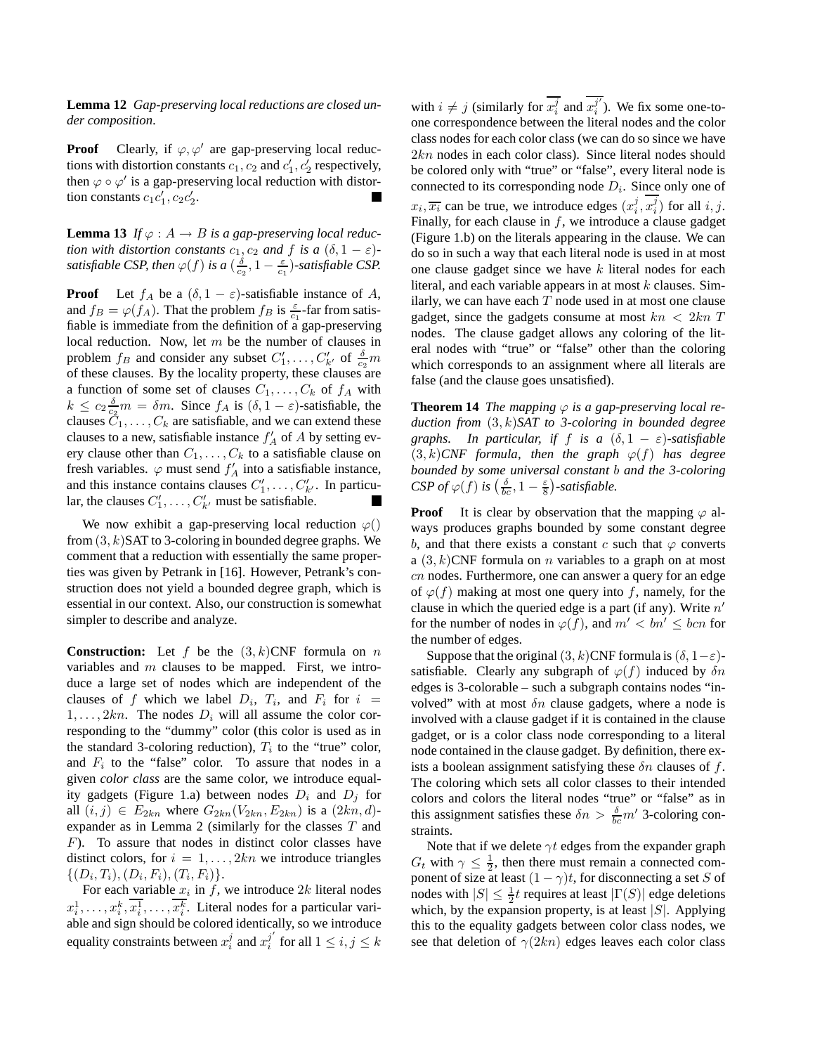**Lemma 12** *Gap-preserving local reductions are closed under composition.*

**Proof** Clearly, if $\varphi, \varphi'$ are gap-preserving local reductions with distortion constants $c_1, c_2$ and $c_1', c_2'$ respectively, then $\varphi \circ \varphi'$ is a gap-preserving local reduction with distortion constants $c_1c_1', c_2c_2'$. ∎

**Lemma 13** *If $\varphi : A \to B$ is a gap-preserving local reduction with distortion constants $c_1, c_2$ and $f$ is a $(\delta, 1-\varepsilon)$-satisfiable CSP, then $\varphi(f)$ is a $(\frac{\delta}{c_2}, 1 - \frac{\varepsilon}{c_1})$-satisfiable CSP.*

**Proof** Let $f_A$ be a $(\delta, 1-\varepsilon)$-satisfiable instance of $A$, and $f_B = \varphi(f_A)$. That the problem $f_B$ is $\frac{\varepsilon}{c_1}$-far from satisfiable is immediate from the definition of a gap-preserving local reduction. Now, let $m$ be the number of clauses in problem $f_B$ and consider any subset $C_1', \ldots, C_{k'}'$ of $\frac{\delta}{c_2}m$ of these clauses. By the locality property, these clauses are a function of some set of clauses $C_1, \ldots, C_k$ of $f_A$ with $k \le c_2 \frac{\delta}{c_2} m = \delta m$. Since $f_A$ is $(\delta, 1-\varepsilon)$-satisfiable, the clauses $C_1, \ldots, C_k$ are satisfiable, and we can extend these clauses to a new, satisfiable instance $f_A'$ of $A$ by setting every clause other than $C_1, \ldots, C_k$ to a satisfiable clause on fresh variables. $\varphi$ must send $f_A'$ into a satisfiable instance, and this instance contains clauses $C_1', \ldots, C_{k'}'$. In particular, the clauses $C_1', \ldots, C_{k'}'$ must be satisfiable. ∎

We now exhibit a gap-preserving local reduction $\varphi()$ from $(3,k)$SAT to 3-coloring in bounded degree graphs. We comment that a reduction with essentially the same properties was given by Petrank in [16]. However, Petrank's construction does not yield a bounded degree graph, which is essential in our context. Also, our construction is somewhat simpler to describe and analyze.

**Construction:** Let $f$ be the $(3,k)$CNF formula on $n$ variables and $m$ clauses to be mapped. First, we introduce a large set of nodes which are independent of the clauses of $f$ which we label $D_i$, $T_i$, and $F_i$ for $i = 1, \ldots, 2kn$. The nodes $D_i$ will all assume the color corresponding to the "dummy" color (this color is used as in the standard 3-coloring reduction), $T_i$ to the "true" color, and $F_i$ to the "false" color. To assure that nodes in a given *color class* are the same color, we introduce equality gadgets (Figure 1.a) between nodes $D_i$ and $D_j$ for all $(i,j) \in E_{2kn}$ where $G_{2kn}(V_{2kn}, E_{2kn})$ is a $(2kn, d)$-expander as in Lemma 2 (similarly for the classes $T$ and $F$). To assure that nodes in distinct color classes have distinct colors, for $i = 1, \ldots, 2kn$ we introduce triangles $\{(D_i, T_i), (D_i, F_i), (T_i, F_i)\}$.

For each variable $x_i$ in $f$, we introduce $2k$ literal nodes $x_i^1, \ldots, x_i^k, \overline{x_i^1}, \ldots, \overline{x_i^k}$. Literal nodes for a particular variable and sign should be colored identically, so we introduce equality constraints between $x_i^j$ and $x_i^{j'}$ for all $1 \le i, j \le k$ with $i \ne j$ (similarly for $\overline{x_i^j}$ and $\overline{x_i^{j'}}$). We fix some one-to-one correspondence between the literal nodes and the color class nodes for each color class (we can do so since we have $2kn$ nodes in each color class). Since literal nodes should be colored only with "true" or "false", every literal node is connected to its corresponding node $D_i$. Since only one of $x_i, \overline{x_i}$ can be true, we introduce edges $(x_i^j, \overline{x_i^j})$ for all $i, j$. Finally, for each clause in $f$, we introduce a clause gadget (Figure 1.b) on the literals appearing in the clause. We can do so in such a way that each literal node is used in at most one clause gadget since we have $k$ literal nodes for each literal, and each variable appears in at most $k$ clauses. Similarly, we can have each $T$ node used in at most one clause gadget, since the gadgets consume at most $kn < 2kn$ $T$ nodes. The clause gadget allows any coloring of the literal nodes with "true" or "false" other than the coloring which corresponds to an assignment where all literals are false (and the clause goes unsatisfied).

**Theorem 14** *The mapping $\varphi$ is a gap-preserving local reduction from $(3,k)$SAT to 3-coloring in bounded degree graphs. In particular, if $f$ is a $(\delta, 1-\varepsilon)$-satisfiable $(3,k)$CNF formula, then the graph $\varphi(f)$ has degree bounded by some universal constant $b$ and the 3-coloring CSP of $\varphi(f)$ is $\left(\frac{\delta}{bc}, 1 - \frac{\varepsilon}{8}\right)$-satisfiable.*

**Proof** It is clear by observation that the mapping $\varphi$ always produces graphs bounded by some constant degree $b$, and that there exists a constant $c$ such that $\varphi$ converts a $(3,k)$CNF formula on $n$ variables to a graph on at most $cn$ nodes. Furthermore, one can answer a query for an edge of $\varphi(f)$ making at most one query into $f$, namely, for the clause in which the queried edge is a part (if any). Write $n'$ for the number of nodes in $\varphi(f)$, and $m' < bn' \le bcn$ for the number of edges.

Suppose that the original $(3,k)$CNF formula is $(\delta, 1-\varepsilon)$-satisfiable. Clearly any subgraph of $\varphi(f)$ induced by $\delta n$ edges is 3-colorable – such a subgraph contains nodes "involved" with at most $\delta n$ clause gadgets, where a node is involved with a clause gadget if it is contained in the clause gadget, or is a color class node corresponding to a literal node contained in the clause gadget. By definition, there exists a boolean assignment satisfying these $\delta n$ clauses of $f$. The coloring which sets all color classes to their intended colors and colors the literal nodes "true" or "false" as in this assignment satisfies these $\delta n > \frac{\delta}{bc} m'$ 3-coloring constraints.

Note that if we delete $\gamma t$ edges from the expander graph $G_t$ with $\gamma \le \frac{1}{2}$, then there must remain a connected component of size at least $(1-\gamma)t$, for disconnecting a set $S$ of nodes with $|S| \le \frac{1}{2}t$ requires at least $|\Gamma(S)|$ edge deletions which, by the expansion property, is at least $|S|$. Applying this to the equality gadgets between color class nodes, we see that deletion of $\gamma(2kn)$ edges leaves each color class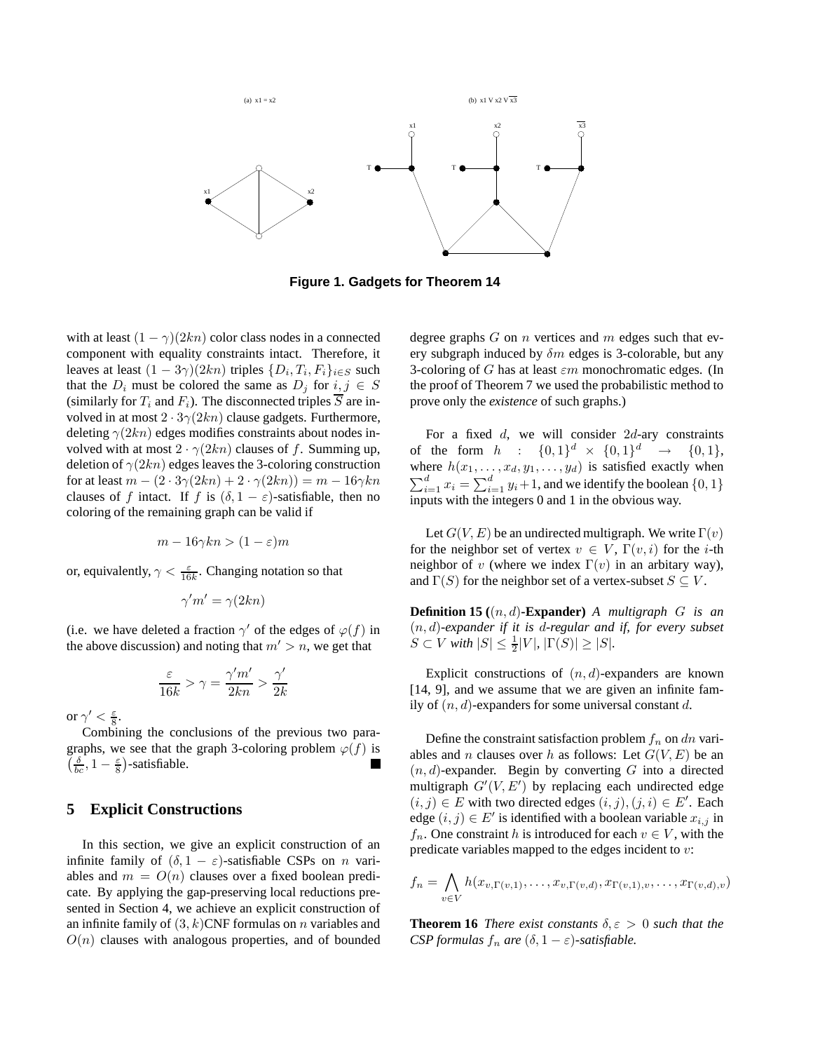Figure 1. Gadgets for Theorem 14

with at least $(1-\gamma)(2kn)$ color class nodes in a connected component with equality constraints intact. Therefore, it leaves at least $(1-3\gamma)(2kn)$ triples $\{D_i, T_i, F_i\}_{i \in S}$ such that the $D_i$ must be colored the same as $D_j$ for $i, j \in S$ (similarly for $T_i$ and $F_i$). The disconnected triples $\overline{S}$ are involved in at most $2 \cdot 3\gamma(2kn)$ clause gadgets. Furthermore, deleting $\gamma(2kn)$ edges modifies constraints about nodes involved with at most $2 \cdot \gamma(2kn)$ clauses of $f$. Summing up, deletion of $\gamma(2kn)$ edges leaves the 3-coloring construction for at least $m - (2 \cdot 3\gamma(2kn) + 2 \cdot \gamma(2kn)) = m - 16\gamma kn$ clauses of $f$ intact. If $f$ is $(\delta, 1-\varepsilon)$-satisfiable, then no coloring of the remaining graph can be valid if

$$m - 16\gamma kn > (1-\varepsilon)m$$

or, equivalently, $\gamma < \frac{\varepsilon}{16k}$. Changing notation so that

$$\gamma' m' = \gamma(2kn)$$

(i.e. we have deleted a fraction $\gamma'$ of the edges of $\varphi(f)$ in the above discussion) and noting that $m' > n$, we get that

$$\frac{\varepsilon}{16k} > \gamma = \frac{\gamma' m'}{2kn} > \frac{\gamma'}{2k}$$

or $\gamma' < \frac{\varepsilon}{8}$.

Combining the conclusions of the previous two paragraphs, we see that the graph 3-coloring problem $\varphi(f)$ is $\left(\frac{\delta}{bc}, 1 - \frac{\varepsilon}{8}\right)$-satisfiable. ∎

## 5 Explicit Constructions

In this section, we give an explicit construction of an infinite family of $(\delta, 1-\varepsilon)$-satisfiable CSPs on $n$ variables and $m = O(n)$ clauses over a fixed boolean predicate. By applying the gap-preserving local reductions presented in Section 4, we achieve an explicit construction of an infinite family of $(3,k)$CNF formulas on $n$ variables and $O(n)$ clauses with analogous properties, and of bounded degree graphs $G$ on $n$ vertices and $m$ edges such that every subgraph induced by $\delta m$ edges is 3-colorable, but any 3-coloring of $G$ has at least $\varepsilon m$ monochromatic edges. (In the proof of Theorem 7 we used the probabilistic method to prove only the *existence* of such graphs.)

For a fixed $d$, we will consider $2d$-ary constraints of the form $h : \{0,1\}^d \times \{0,1\}^d \rightarrow \{0,1\}$, where $h(x_1, \ldots, x_d, y_1, \ldots, y_d)$ is satisfied exactly when $\sum_{i=1}^{d} x_i = \sum_{i=1}^{d} y_i + 1$, and we identify the boolean $\{0,1\}$ inputs with the integers 0 and 1 in the obvious way.

Let $G(V,E)$ be an undirected multigraph. We write $\Gamma(v)$ for the neighbor set of vertex $v \in V$, $\Gamma(v,i)$ for the $i$-th neighbor of $v$ (where we index $\Gamma(v)$ in an arbitary way), and $\Gamma(S)$ for the neighbor set of a vertex-subset $S \subseteq V$.

**Definition 15 ($(n,d)$-Expander)** *A multigraph $G$ is an $(n,d)$-expander if it is $d$-regular and if, for every subset $S \subset V$ with $|S| \leq \frac{1}{2}|V|$, $|\Gamma(S)| \geq |S|$.*

Explicit constructions of $(n,d)$-expanders are known [14, 9], and we assume that we are given an infinite family of $(n,d)$-expanders for some universal constant $d$.

Define the constraint satisfaction problem $f_n$ on $dn$ variables and $n$ clauses over $h$ as follows: Let $G(V,E)$ be an $(n,d)$-expander. Begin by converting $G$ into a directed multigraph $G'(V,E')$ by replacing each undirected edge $(i,j) \in E$ with two directed edges $(i,j), (j,i) \in E'$. Each edge $(i,j) \in E'$ is identified with a boolean variable $x_{i,j}$ in $f_n$. One constraint $h$ is introduced for each $v \in V$, with the predicate variables mapped to the edges incident to $v$:

$$f_n = \bigwedge_{v \in V} h(x_{v,\Gamma(v,1)}, \ldots, x_{v,\Gamma(v,d)}, x_{\Gamma(v,1),v}, \ldots, x_{\Gamma(v,d),v})$$

**Theorem 16** *There exist constants $\delta, \varepsilon > 0$ such that the CSP formulas $f_n$ are $(\delta, 1-\varepsilon)$-satisfiable.*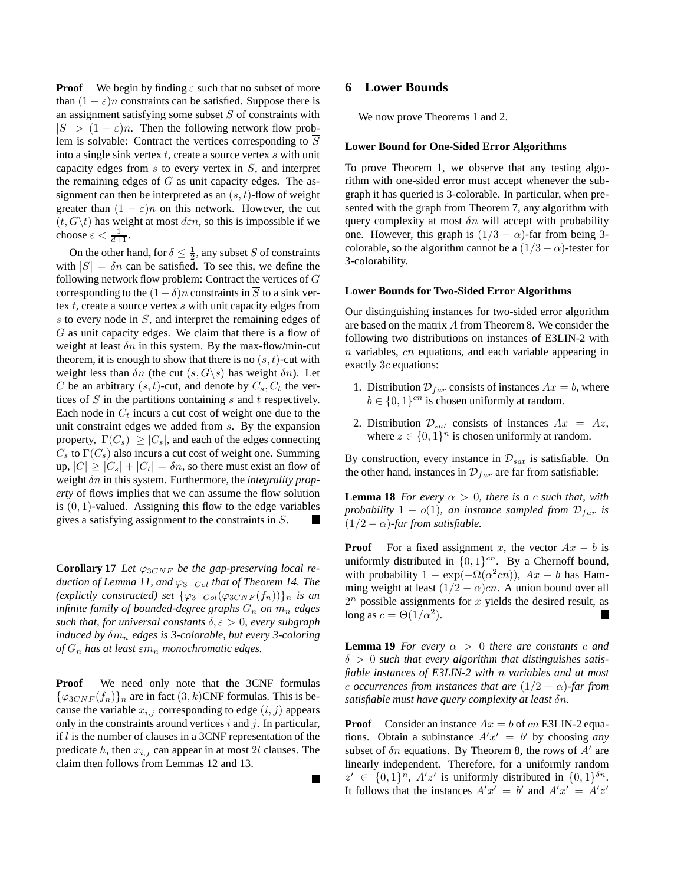**Proof** We begin by finding $\varepsilon$ such that no subset of more than $(1-\varepsilon)n$ constraints can be satisfied. Suppose there is an assignment satisfying some subset $S$ of constraints with $|S| > (1-\varepsilon)n$. Then the following network flow problem is solvable: Contract the vertices corresponding to $\overline{S}$ into a single sink vertex $t$, create a source vertex $s$ with unit capacity edges from $s$ to every vertex in $S$, and interpret the remaining edges of $G$ as unit capacity edges. The assignment can then be interpreted as an $(s,t)$-flow of weight greater than $(1-\varepsilon)n$ on this network. However, the cut $(t, G\backslash t)$ has weight at most $d\varepsilon n$, so this is impossible if we choose $\varepsilon < \frac{1}{d+1}$.

On the other hand, for $\delta \leq \frac{1}{2}$, any subset $S$ of constraints with $|S| = \delta n$ can be satisfied. To see this, we define the following network flow problem: Contract the vertices of $G$ corresponding to the $(1-\delta)n$ constraints in $\overline{S}$ to a sink vertex $t$, create a source vertex $s$ with unit capacity edges from $s$ to every node in $S$, and interpret the remaining edges of $G$ as unit capacity edges. We claim that there is a flow of weight at least $\delta n$ in this system. By the max-flow/min-cut theorem, it is enough to show that there is no $(s,t)$-cut with weight less than $\delta n$ (the cut $(s, G\backslash s)$ has weight $\delta n$). Let $C$ be an arbitrary $(s,t)$-cut, and denote by $C_s, C_t$ the vertices of $S$ in the partitions containing $s$ and $t$ respectively. Each node in $C_t$ incurs a cut cost of weight one due to the unit constraint edges we added from $s$. By the expansion property, $|\Gamma(C_s)| \geq |C_s|$, and each of the edges connecting $C_s$ to $\Gamma(C_s)$ also incurs a cut cost of weight one. Summing up, $|C| \geq |C_s| + |C_t| = \delta n$, so there must exist an flow of weight $\delta n$ in this system. Furthermore, the *integrality property* of flows implies that we can assume the flow solution is $(0,1)$-valued. Assigning this flow to the edge variables gives a satisfying assignment to the constraints in $S$. ■

**Corollary 17** *Let $\varphi_{3CNF}$ be the gap-preserving local reduction of Lemma 11, and $\varphi_{3-Col}$ that of Theorem 14. The (explictly constructed) set $\{\varphi_{3-Col}(\varphi_{3CNF}(f_n))\}_n$ is an infinite family of bounded-degree graphs $G_n$ on $m_n$ edges such that, for universal constants $\delta, \varepsilon > 0$, every subgraph induced by $\delta m_n$ edges is 3-colorable, but every 3-coloring of $G_n$ has at least $\varepsilon m_n$ monochromatic edges.*

**Proof** We need only note that the 3CNF formulas $\{\varphi_{3CNF}(f_n)\}_n$ are in fact $(3,k)$CNF formulas. This is because the variable $x_{i,j}$ corresponding to edge $(i,j)$ appears only in the constraints around vertices $i$ and $j$. In particular, if $l$ is the number of clauses in a 3CNF representation of the predicate $h$, then $x_{i,j}$ can appear in at most $2l$ clauses. The claim then follows from Lemmas 12 and 13. ■

## 6 Lower Bounds

We now prove Theorems 1 and 2.

### Lower Bound for One-Sided Error Algorithms

To prove Theorem 1, we observe that any testing algorithm with one-sided error must accept whenever the subgraph it has queried is 3-colorable. In particular, when presented with the graph from Theorem 7, any algorithm with query complexity at most $\delta n$ will accept with probability one. However, this graph is $(1/3-\alpha)$-far from being 3-colorable, so the algorithm cannot be a $(1/3-\alpha)$-tester for 3-colorability.

### Lower Bounds for Two-Sided Error Algorithms

Our distinguishing instances for two-sided error algorithm are based on the matrix $A$ from Theorem 8. We consider the following two distributions on instances of E3LIN-2 with $n$ variables, $cn$ equations, and each variable appearing in exactly $3c$ equations:

1. Distribution $\mathcal{D}_{far}$ consists of instances $Ax = b$, where $b \in \{0,1\}^{cn}$ is chosen uniformly at random.
2. Distribution $\mathcal{D}_{sat}$ consists of instances $Ax = Az$, where $z \in \{0,1\}^n$ is chosen uniformly at random.

By construction, every instance in $\mathcal{D}_{sat}$ is satisfiable. On the other hand, instances in $\mathcal{D}_{far}$ are far from satisfiable:

**Lemma 18** *For every $\alpha > 0$, there is a $c$ such that, with probability $1 - o(1)$, an instance sampled from $\mathcal{D}_{far}$ is $(1/2-\alpha)$-far from satisfiable.*

**Proof** For a fixed assignment $x$, the vector $Ax - b$ is uniformly distributed in $\{0,1\}^{cn}$. By a Chernoff bound, with probability $1 - \exp(-\Omega(\alpha^2 cn))$, $Ax - b$ has Hamming weight at least $(1/2-\alpha)cn$. A union bound over all $2^n$ possible assignments for $x$ yields the desired result, as long as $c = \Theta(1/\alpha^2)$. ■

**Lemma 19** *For every $\alpha > 0$ there are constants $c$ and $\delta > 0$ such that every algorithm that distinguishes satisfiable instances of E3LIN-2 with $n$ variables and at most $c$ occurrences from instances that are $(1/2-\alpha)$-far from satisfiable must have query complexity at least $\delta n$.*

**Proof** Consider an instance $Ax = b$ of $cn$ E3LIN-2 equations. Obtain a subinstance $A'x' = b'$ by choosing *any* subset of $\delta n$ equations. By Theorem 8, the rows of $A'$ are linearly independent. Therefore, for a uniformly random $z' \in \{0,1\}^n$, $A'z'$ is uniformly distributed in $\{0,1\}^{\delta n}$. It follows that the instances $A'x' = b'$ and $A'x' = A'z'$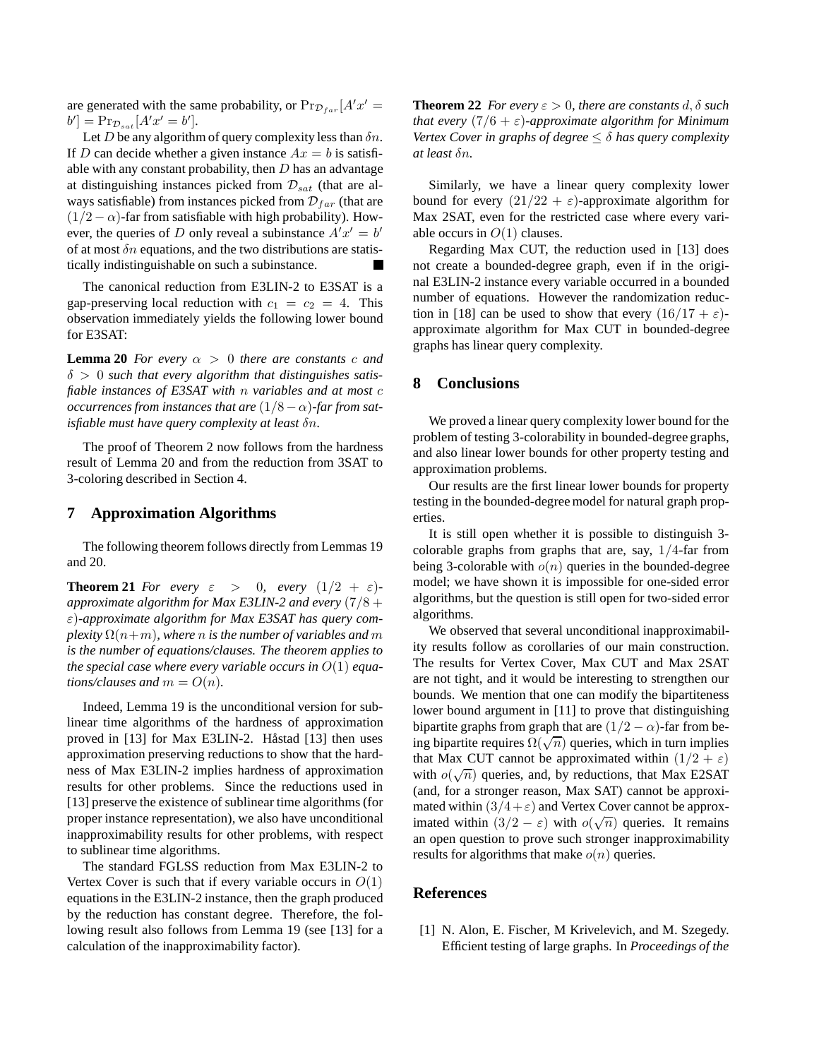are generated with the same probability, or $\Pr_{\mathcal{D}_{far}}[A'x' = b'] = \Pr_{\mathcal{D}_{sat}}[A'x' = b']$.

Let $D$ be any algorithm of query complexity less than $\delta n$. If $D$ can decide whether a given instance $Ax = b$ is satisfiable with any constant probability, then $D$ has an advantage at distinguishing instances picked from $\mathcal{D}_{sat}$ (that are always satisfiable) from instances picked from $\mathcal{D}_{far}$ (that are $(1/2 - \alpha)$-far from satisfiable with high probability). However, the queries of $D$ only reveal a subinstance $A'x' = b'$ of at most $\delta n$ equations, and the two distributions are statistically indistinguishable on such a subinstance. ■

The canonical reduction from E3LIN-2 to E3SAT is a gap-preserving local reduction with $c_1 = c_2 = 4$. This observation immediately yields the following lower bound for E3SAT:

**Lemma 20** *For every $\alpha > 0$ there are constants $c$ and $\delta > 0$ such that every algorithm that distinguishes satisfiable instances of E3SAT with $n$ variables and at most $c$ occurrences from instances that are $(1/8 - \alpha)$-far from satisfiable must have query complexity at least $\delta n$.*

The proof of Theorem 2 now follows from the hardness result of Lemma 20 and from the reduction from 3SAT to 3-coloring described in Section 4.

## 7 Approximation Algorithms

The following theorem follows directly from Lemmas 19 and 20.

**Theorem 21** *For every $\varepsilon > 0$, every $(1/2 + \varepsilon)$-approximate algorithm for Max E3LIN-2 and every $(7/8 + \varepsilon)$-approximate algorithm for Max E3SAT has query complexity $\Omega(n+m)$, where $n$ is the number of variables and $m$ is the number of equations/clauses. The theorem applies to the special case where every variable occurs in $O(1)$ equations/clauses and $m = O(n)$.*

Indeed, Lemma 19 is the unconditional version for sublinear time algorithms of the hardness of approximation proved in [13] for Max E3LIN-2. Håstad [13] then uses approximation preserving reductions to show that the hardness of Max E3LIN-2 implies hardness of approximation results for other problems. Since the reductions used in [13] preserve the existence of sublinear time algorithms (for proper instance representation), we also have unconditional inapproximability results for other problems, with respect to sublinear time algorithms.

The standard FGLSS reduction from Max E3LIN-2 to Vertex Cover is such that if every variable occurs in $O(1)$ equations in the E3LIN-2 instance, then the graph produced by the reduction has constant degree. Therefore, the following result also follows from Lemma 19 (see [13] for a calculation of the inapproximability factor).

**Theorem 22** *For every $\varepsilon > 0$, there are constants $d, \delta$ such that every $(7/6 + \varepsilon)$-approximate algorithm for Minimum Vertex Cover in graphs of degree $\leq \delta$ has query complexity at least $\delta n$.*

Similarly, we have a linear query complexity lower bound for every $(21/22 + \varepsilon)$-approximate algorithm for Max 2SAT, even for the restricted case where every variable occurs in $O(1)$ clauses.

Regarding Max CUT, the reduction used in [13] does not create a bounded-degree graph, even if in the original E3LIN-2 instance every variable occurred in a bounded number of equations. However the randomization reduction in [18] can be used to show that every $(16/17 + \varepsilon)$-approximate algorithm for Max CUT in bounded-degree graphs has linear query complexity.

## 8 Conclusions

We proved a linear query complexity lower bound for the problem of testing 3-colorability in bounded-degree graphs, and also linear lower bounds for other property testing and approximation problems.

Our results are the first linear lower bounds for property testing in the bounded-degree model for natural graph properties.

It is still open whether it is possible to distinguish 3-colorable graphs from graphs that are, say, $1/4$-far from being 3-colorable with $o(n)$ queries in the bounded-degree model; we have shown it is impossible for one-sided error algorithms, but the question is still open for two-sided error algorithms.

We observed that several unconditional inapproximability results follow as corollaries of our main construction. The results for Vertex Cover, Max CUT and Max 2SAT are not tight, and it would be interesting to strengthen our bounds. We mention that one can modify the bipartiteness lower bound argument in [11] to prove that distinguishing bipartite graphs from graph that are $(1/2 - \alpha)$-far from being bipartite requires $\Omega(\sqrt{n})$ queries, which in turn implies that Max CUT cannot be approximated within $(1/2 + \varepsilon)$ with $o(\sqrt{n})$ queries, and, by reductions, that Max E2SAT (and, for a stronger reason, Max SAT) cannot be approximated within $(3/4 + \varepsilon)$ and Vertex Cover cannot be approximated within $(3/2 - \varepsilon)$ with $o(\sqrt{n})$ queries. It remains an open question to prove such stronger inapproximability results for algorithms that make $o(n)$ queries.

## References

[1] N. Alon, E. Fischer, M Krivelevich, and M. Szegedy. Efficient testing of large graphs. In *Proceedings of the*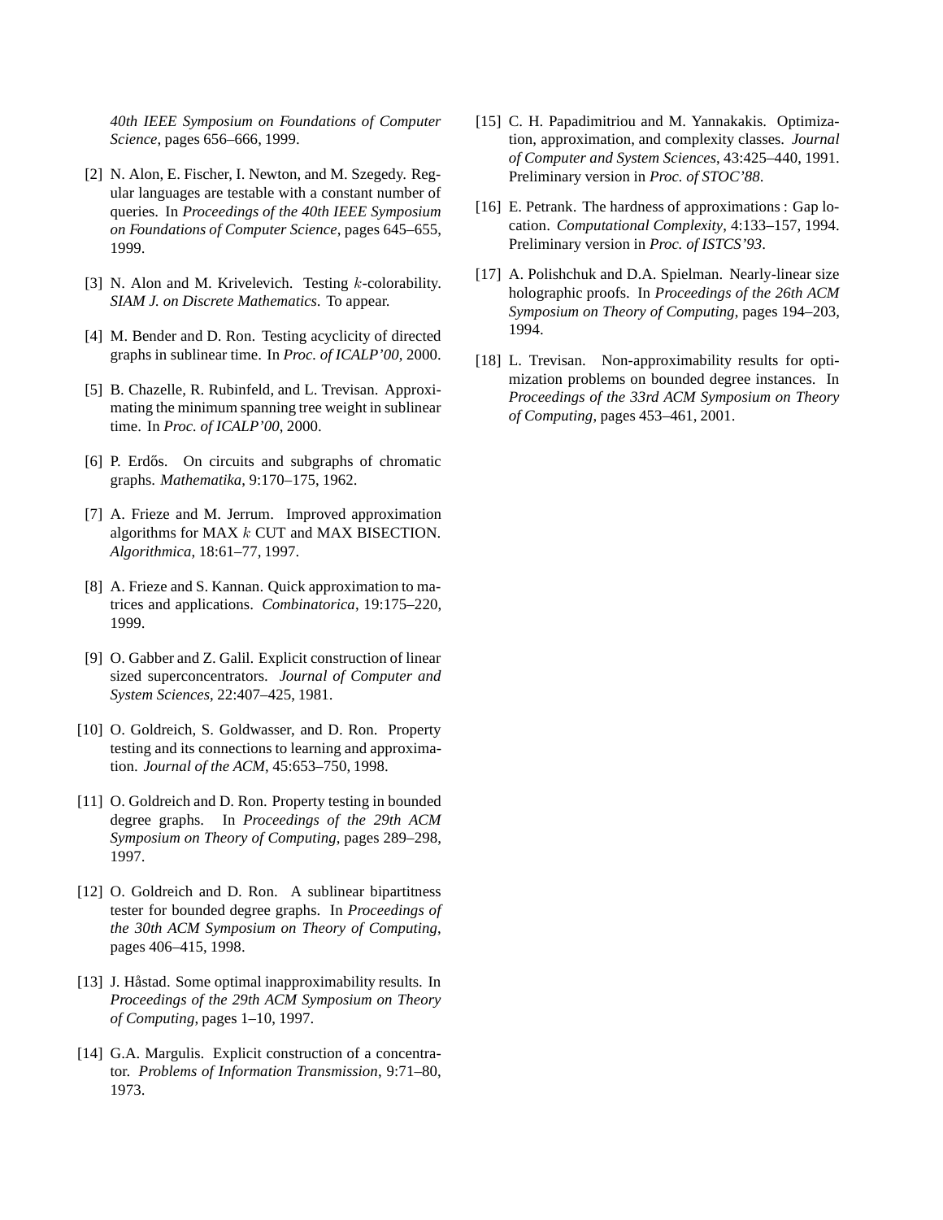*40th IEEE Symposium on Foundations of Computer Science*, pages 656–666, 1999.

[2] N. Alon, E. Fischer, I. Newton, and M. Szegedy. Regular languages are testable with a constant number of queries. In *Proceedings of the 40th IEEE Symposium on Foundations of Computer Science*, pages 645–655, 1999.

[3] N. Alon and M. Krivelevich. Testing $k$-colorability. *SIAM J. on Discrete Mathematics*. To appear.

[4] M. Bender and D. Ron. Testing acyclicity of directed graphs in sublinear time. In *Proc. of ICALP'00*, 2000.

[5] B. Chazelle, R. Rubinfeld, and L. Trevisan. Approximating the minimum spanning tree weight in sublinear time. In *Proc. of ICALP'00*, 2000.

[6] P. Erdős. On circuits and subgraphs of chromatic graphs. *Mathematika*, 9:170–175, 1962.

[7] A. Frieze and M. Jerrum. Improved approximation algorithms for MAX $k$ CUT and MAX BISECTION. *Algorithmica*, 18:61–77, 1997.

[8] A. Frieze and S. Kannan. Quick approximation to matrices and applications. *Combinatorica*, 19:175–220, 1999.

[9] O. Gabber and Z. Galil. Explicit construction of linear sized superconcentrators. *Journal of Computer and System Sciences*, 22:407–425, 1981.

[10] O. Goldreich, S. Goldwasser, and D. Ron. Property testing and its connections to learning and approximation. *Journal of the ACM*, 45:653–750, 1998.

[11] O. Goldreich and D. Ron. Property testing in bounded degree graphs. In *Proceedings of the 29th ACM Symposium on Theory of Computing*, pages 289–298, 1997.

[12] O. Goldreich and D. Ron. A sublinear bipartitness tester for bounded degree graphs. In *Proceedings of the 30th ACM Symposium on Theory of Computing*, pages 406–415, 1998.

[13] J. Håstad. Some optimal inapproximability results. In *Proceedings of the 29th ACM Symposium on Theory of Computing*, pages 1–10, 1997.

[14] G.A. Margulis. Explicit construction of a concentrator. *Problems of Information Transmission*, 9:71–80, 1973.

[15] C. H. Papadimitriou and M. Yannakakis. Optimization, approximation, and complexity classes. *Journal of Computer and System Sciences*, 43:425–440, 1991. Preliminary version in *Proc. of STOC'88*.

[16] E. Petrank. The hardness of approximations : Gap location. *Computational Complexity*, 4:133–157, 1994. Preliminary version in *Proc. of ISTCS'93*.

[17] A. Polishchuk and D.A. Spielman. Nearly-linear size holographic proofs. In *Proceedings of the 26th ACM Symposium on Theory of Computing*, pages 194–203, 1994.

[18] L. Trevisan. Non-approximability results for optimization problems on bounded degree instances. In *Proceedings of the 33rd ACM Symposium on Theory of Computing*, pages 453–461, 2001.